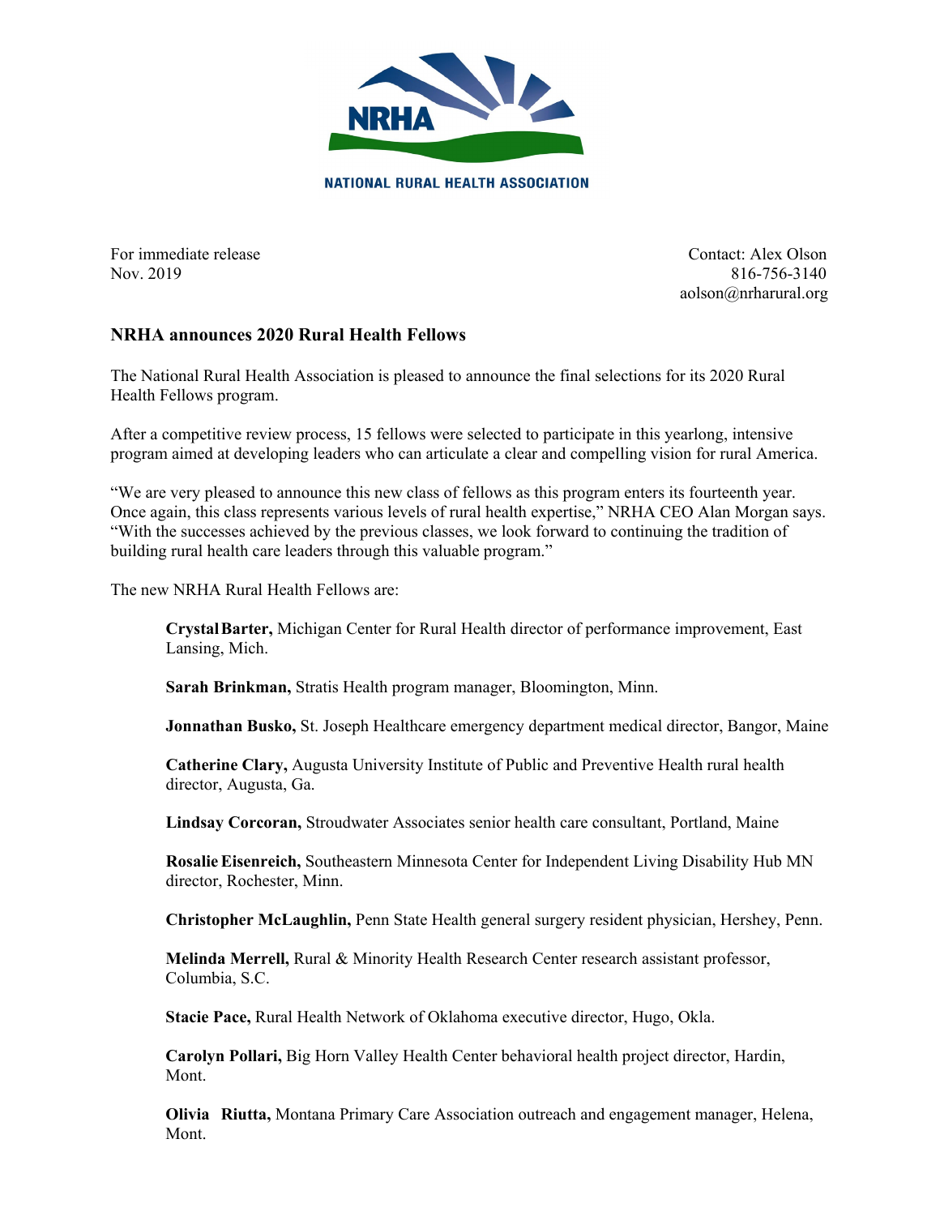NRHA

NATIONAL RURAL HEALTH ASSOCIATION

For immediate release
Nov. 2019

Contact: Alex Olson
816-756-3140
aolson@nrharural.org

## NRHA announces 2020 Rural Health Fellows

The National Rural Health Association is pleased to announce the final selections for its 2020 Rural Health Fellows program.

After a competitive review process, 15 fellows were selected to participate in this yearlong, intensive program aimed at developing leaders who can articulate a clear and compelling vision for rural America.

"We are very pleased to announce this new class of fellows as this program enters its fourteenth year. Once again, this class represents various levels of rural health expertise," NRHA CEO Alan Morgan says. "With the successes achieved by the previous classes, we look forward to continuing the tradition of building rural health care leaders through this valuable program."

The new NRHA Rural Health Fellows are:

**Crystal Barter,** Michigan Center for Rural Health director of performance improvement, East Lansing, Mich.

**Sarah Brinkman,** Stratis Health program manager, Bloomington, Minn.

**Jonnathan Busko,** St. Joseph Healthcare emergency department medical director, Bangor, Maine

**Catherine Clary,** Augusta University Institute of Public and Preventive Health rural health director, Augusta, Ga.

**Lindsay Corcoran,** Stroudwater Associates senior health care consultant, Portland, Maine

**Rosalie Eisenreich,** Southeastern Minnesota Center for Independent Living Disability Hub MN director, Rochester, Minn.

**Christopher McLaughlin,** Penn State Health general surgery resident physician, Hershey, Penn.

**Melinda Merrell,** Rural & Minority Health Research Center research assistant professor, Columbia, S.C.

**Stacie Pace,** Rural Health Network of Oklahoma executive director, Hugo, Okla.

**Carolyn Pollari,** Big Horn Valley Health Center behavioral health project director, Hardin, Mont.

**Olivia Riutta,** Montana Primary Care Association outreach and engagement manager, Helena, Mont.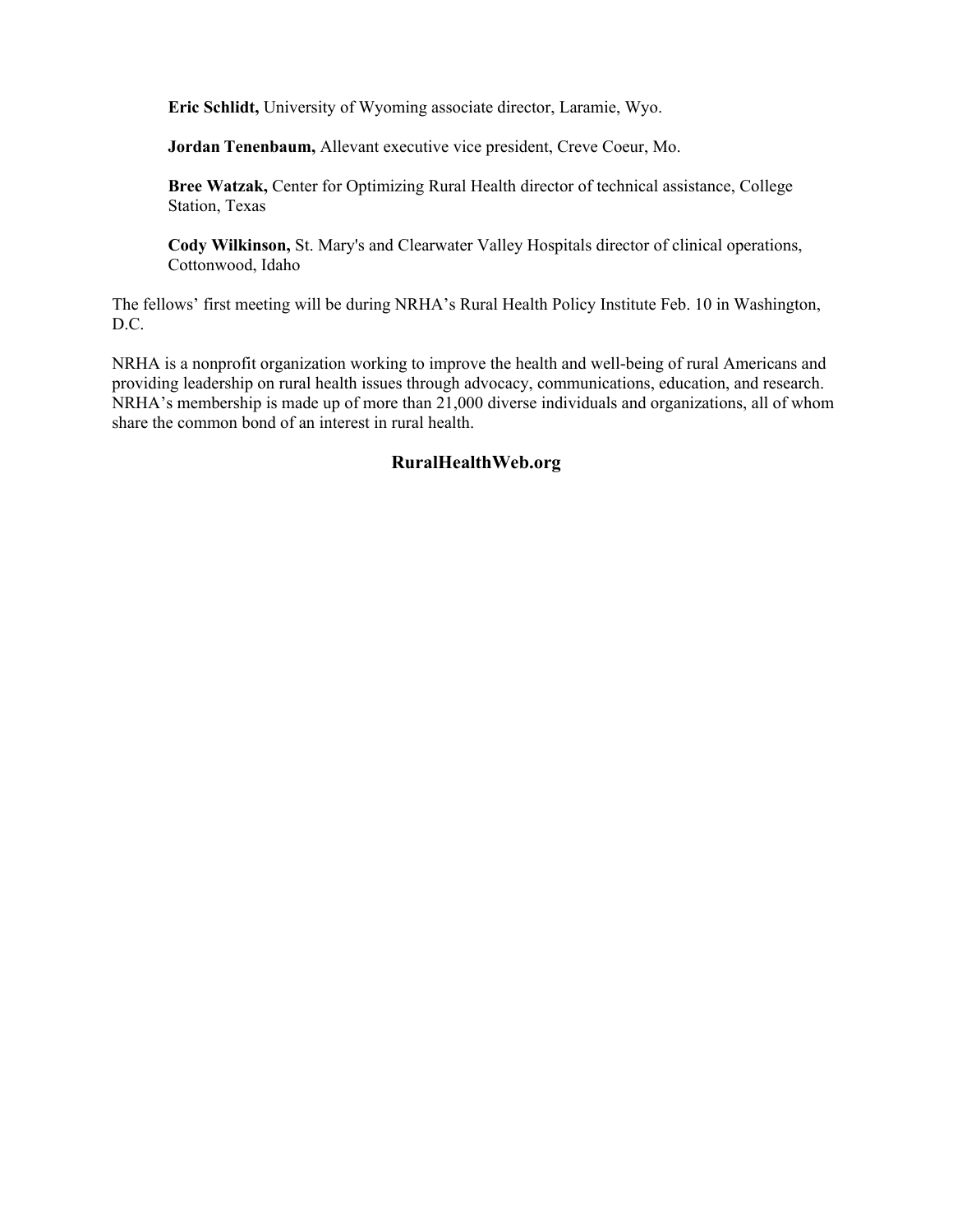**Eric Schlidt,** University of Wyoming associate director, Laramie, Wyo.

**Jordan Tenenbaum,** Allevant executive vice president, Creve Coeur, Mo.

**Bree Watzak,** Center for Optimizing Rural Health director of technical assistance, College Station, Texas

**Cody Wilkinson,** St. Mary's and Clearwater Valley Hospitals director of clinical operations, Cottonwood, Idaho

The fellows' first meeting will be during NRHA's Rural Health Policy Institute Feb. 10 in Washington, D.C.

NRHA is a nonprofit organization working to improve the health and well-being of rural Americans and providing leadership on rural health issues through advocacy, communications, education, and research. NRHA's membership is made up of more than 21,000 diverse individuals and organizations, all of whom share the common bond of an interest in rural health.

**RuralHealthWeb.org**